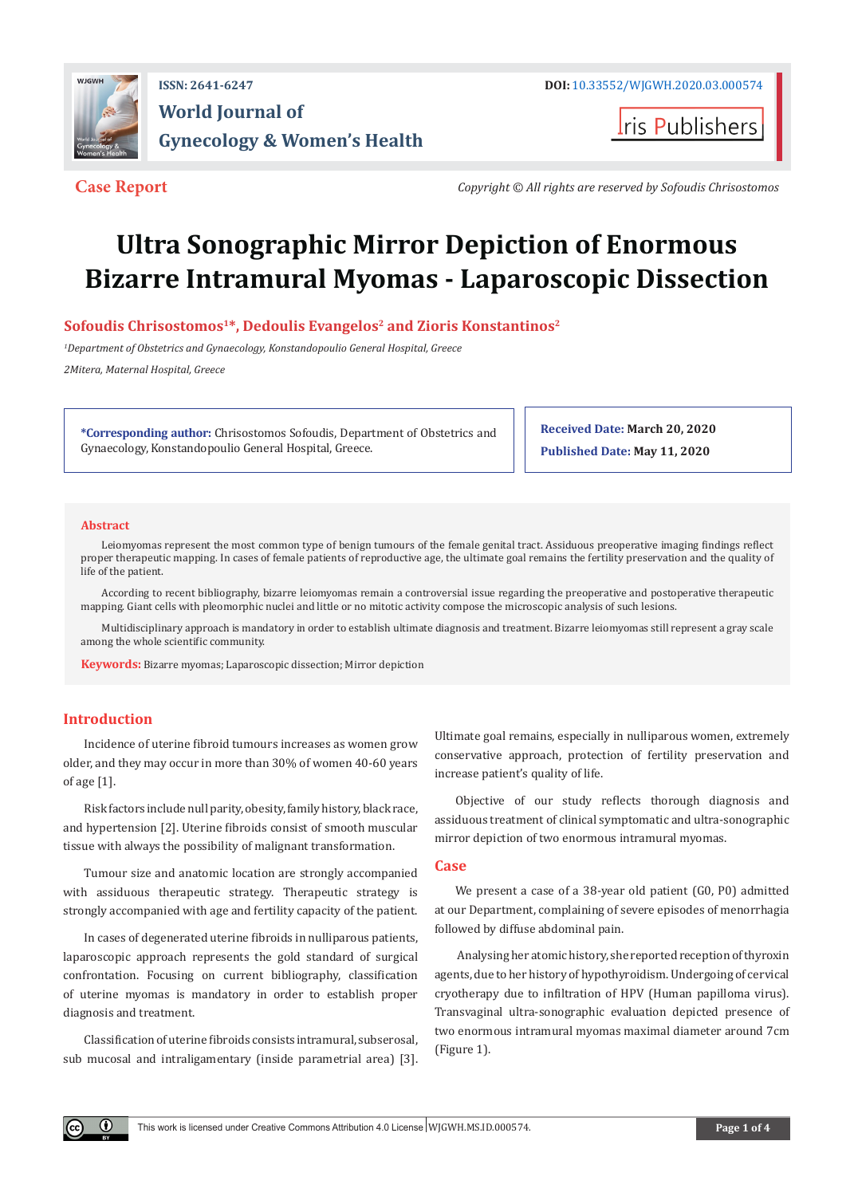ISSN: 2641-6247

DOI: 10.33552/WJGWH.2020.03.000574

World Journal of Gynecology & Women's Health

Iris Publishers

**Case Report**

*Copyright © All rights are reserved by Sofoudis Chrisostomos*

# Ultra Sonographic Mirror Depiction of Enormous Bizarre Intramural Myomas - Laparoscopic Dissection

**Sofoudis Chrisostomos[1]*, Dedoulis Evangelos[2] and Zioris Konstantinos[2]**

[1]*Department of Obstetrics and Gynaecology, Konstandopoulio General Hospital, Greece*

*2Mitera, Maternal Hospital, Greece*

**\*Corresponding author:** Chrisostomos Sofoudis, Department of Obstetrics and Gynaecology, Konstandopoulio General Hospital, Greece.

**Received Date:** March 20, 2020

**Published Date:** May 11, 2020

## Abstract

Leiomyomas represent the most common type of benign tumours of the female genital tract. Assiduous preoperative imaging findings reflect proper therapeutic mapping. In cases of female patients of reproductive age, the ultimate goal remains the fertility preservation and the quality of life of the patient.

According to recent bibliography, bizarre leiomyomas remain a controversial issue regarding the preoperative and postoperative therapeutic mapping. Giant cells with pleomorphic nuclei and little or no mitotic activity compose the microscopic analysis of such lesions.

Multidisciplinary approach is mandatory in order to establish ultimate diagnosis and treatment. Bizarre leiomyomas still represent a gray scale among the whole scientific community.

**Keywords:** Bizarre myomas; Laparoscopic dissection; Mirror depiction

## Introduction

Incidence of uterine fibroid tumours increases as women grow older, and they may occur in more than 30% of women 40-60 years of age [1].

Risk factors include null parity, obesity, family history, black race, and hypertension [2]. Uterine fibroids consist of smooth muscular tissue with always the possibility of malignant transformation.

Tumour size and anatomic location are strongly accompanied with assiduous therapeutic strategy. Therapeutic strategy is strongly accompanied with age and fertility capacity of the patient.

In cases of degenerated uterine fibroids in nulliparous patients, laparoscopic approach represents the gold standard of surgical confrontation. Focusing on current bibliography, classification of uterine myomas is mandatory in order to establish proper diagnosis and treatment.

Classification of uterine fibroids consists intramural, subserosal, sub mucosal and intraligamentary (inside parametrial area) [3]. Ultimate goal remains, especially in nulliparous women, extremely conservative approach, protection of fertility preservation and increase patient's quality of life.

Objective of our study reflects thorough diagnosis and assiduous treatment of clinical symptomatic and ultra-sonographic mirror depiction of two enormous intramural myomas.

## Case

We present a case of a 38-year old patient (G0, P0) admitted at our Department, complaining of severe episodes of menorrhagia followed by diffuse abdominal pain.

Analysing her atomic history, she reported reception of thyroxin agents, due to her history of hypothyroidism. Undergoing of cervical cryotherapy due to infiltration of HPV (Human papilloma virus). Transvaginal ultra-sonographic evaluation depicted presence of two enormous intramural myomas maximal diameter around 7cm (Figure 1).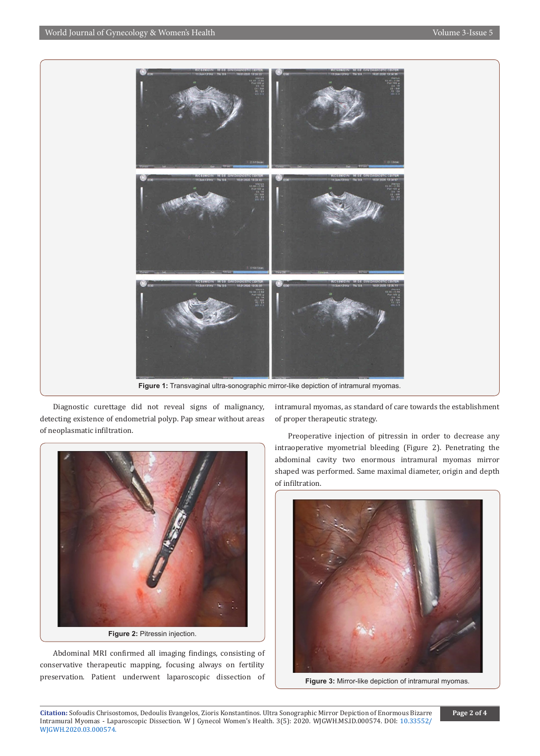Figure 1: Transvaginal ultra-sonographic mirror-like depiction of intramural myomas.

Diagnostic curettage did not reveal signs of malignancy, detecting existence of endometrial polyp. Pap smear without areas of neoplasmatic infiltration.

Figure 2: Pitressin injection.

Abdominal MRI confirmed all imaging findings, consisting of conservative therapeutic mapping, focusing always on fertility preservation. Patient underwent laparoscopic dissection of intramural myomas, as standard of care towards the establishment of proper therapeutic strategy.

Preoperative injection of pitressin in order to decrease any intraoperative myometrial bleeding (Figure 2). Penetrating the abdominal cavity two enormous intramural myomas mirror shaped was performed. Same maximal diameter, origin and depth of infiltration.

Figure 3: Mirror-like depiction of intramural myomas.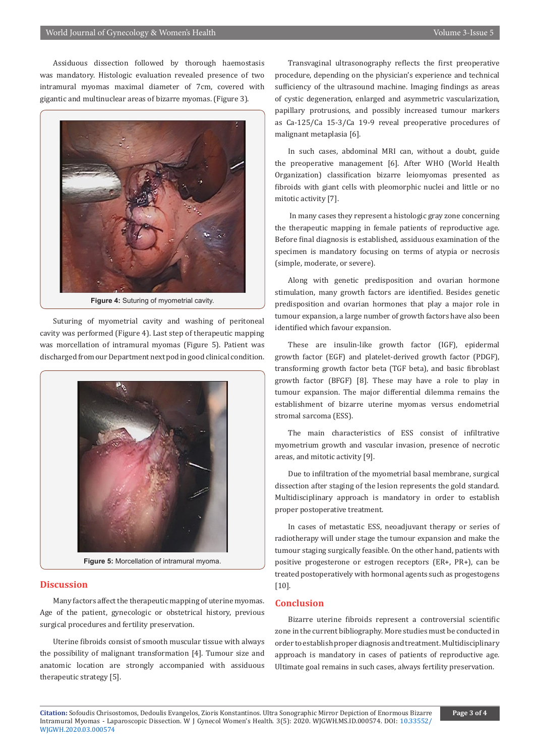Assiduous dissection followed by thorough haemostasis was mandatory. Histologic evaluation revealed presence of two intramural myomas maximal diameter of 7cm, covered with gigantic and multinuclear areas of bizarre myomas. (Figure 3).

**Figure 4:** Suturing of myometrial cavity.

Suturing of myometrial cavity and washing of peritoneal cavity was performed (Figure 4). Last step of therapeutic mapping was morcellation of intramural myomas (Figure 5). Patient was discharged from our Department next pod in good clinical condition.

**Figure 5:** Morcellation of intramural myoma.

## Discussion

Many factors affect the therapeutic mapping of uterine myomas. Age of the patient, gynecologic or obstetrical history, previous surgical procedures and fertility preservation.

Uterine fibroids consist of smooth muscular tissue with always the possibility of malignant transformation [4]. Tumour size and anatomic location are strongly accompanied with assiduous therapeutic strategy [5].

Transvaginal ultrasonography reflects the first preoperative procedure, depending on the physician's experience and technical sufficiency of the ultrasound machine. Imaging findings as areas of cystic degeneration, enlarged and asymmetric vascularization, papillary protrusions, and possibly increased tumour markers as Ca-125/Ca 15-3/Ca 19-9 reveal preoperative procedures of malignant metaplasia [6].

In such cases, abdominal MRI can, without a doubt, guide the preoperative management [6]. After WHO (World Health Organization) classification bizarre leiomyomas presented as fibroids with giant cells with pleomorphic nuclei and little or no mitotic activity [7].

In many cases they represent a histologic gray zone concerning the therapeutic mapping in female patients of reproductive age. Before final diagnosis is established, assiduous examination of the specimen is mandatory focusing on terms of atypia or necrosis (simple, moderate, or severe).

Along with genetic predisposition and ovarian hormone stimulation, many growth factors are identified. Besides genetic predisposition and ovarian hormones that play a major role in tumour expansion, a large number of growth factors have also been identified which favour expansion.

These are insulin-like growth factor (IGF), epidermal growth factor (EGF) and platelet-derived growth factor (PDGF), transforming growth factor beta (TGF beta), and basic fibroblast growth factor (BFGF) [8]. These may have a role to play in tumour expansion. The major differential dilemma remains the establishment of bizarre uterine myomas versus endometrial stromal sarcoma (ESS).

The main characteristics of ESS consist of infiltrative myometrium growth and vascular invasion, presence of necrotic areas, and mitotic activity [9].

Due to infiltration of the myometrial basal membrane, surgical dissection after staging of the lesion represents the gold standard. Multidisciplinary approach is mandatory in order to establish proper postoperative treatment.

In cases of metastatic ESS, neoadjuvant therapy or series of radiotherapy will under stage the tumour expansion and make the tumour staging surgically feasible. On the other hand, patients with positive progesterone or estrogen receptors (ER+, PR+), can be treated postoperatively with hormonal agents such as progestogens [10].

## Conclusion

Bizarre uterine fibroids represent a controversial scientific zone in the current bibliography. More studies must be conducted in order to establish proper diagnosis and treatment. Multidisciplinary approach is mandatory in cases of patients of reproductive age. Ultimate goal remains in such cases, always fertility preservation.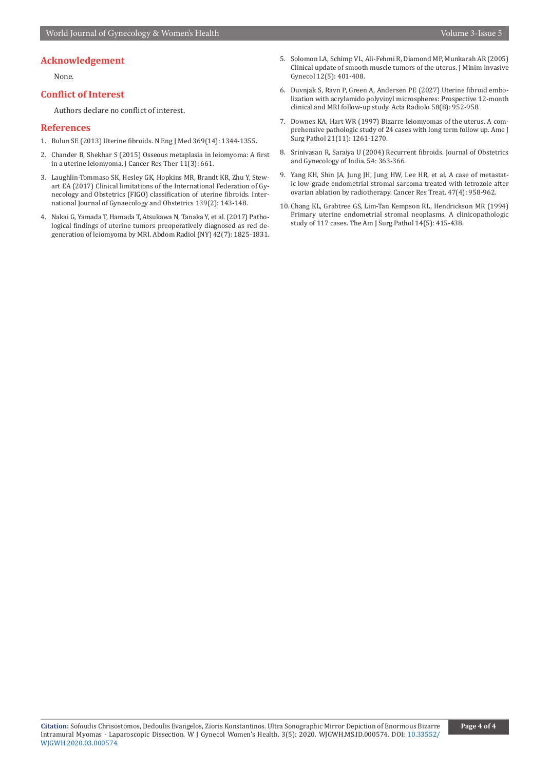## Acknowledgement

None.

## Conflict of Interest

Authors declare no conflict of interest.

## References

1. Bulun SE (2013) Uterine fibroids. N Eng J Med 369(14): 1344-1355.
2. Chander B, Shekhar S (2015) Osseous metaplasia in leiomyoma: A first in a uterine leiomyoma. J Cancer Res Ther 11(3): 661.
3. Laughlin-Tommaso SK, Hesley GK, Hopkins MR, Brandt KR, Zhu Y, Stewart EA (2017) Clinical limitations of the International Federation of Gynecology and Obstetrics (FIGO) classification of uterine fibroids. International Journal of Gynaecology and Obstetrics 139(2): 143-148.
4. Nakai G, Yamada T, Hamada T, Atsukawa N, Tanaka Y, et al. (2017) Pathological findings of uterine tumors preoperatively diagnosed as red degeneration of leiomyoma by MRI. Abdom Radiol (NY) 42(7): 1825-1831.
5. Solomon LA, Schimp VL, Ali-Fehmi R, Diamond MP, Munkarah AR (2005) Clinical update of smooth muscle tumors of the uterus. J Minim Invasive Gynecol 12(5): 401-408.
6. Duvnjak S, Ravn P, Green A, Andersen PE (2027) Uterine fibroid embolization with acrylamido polyvinyl microspheres: Prospective 12-month clinical and MRI follow-up study. Acta Radiolo 58(8): 952-958.
7. Downes KA, Hart WR (1997) Bizarre leiomyomas of the uterus. A comprehensive pathologic study of 24 cases with long term follow up. Ame J Surg Pathol 21(11): 1261-1270.
8. Srinivasan R, Saraiya U (2004) Recurrent fibroids. Journal of Obstetrics and Gynecology of India. 54: 363-366.
9. Yang KH, Shin JA, Jung JH, Jung HW, Lee HR, et al. A case of metastatic low-grade endometrial stromal sarcoma treated with letrozole after ovarian ablation by radiotherapy. Cancer Res Treat. 47(4): 958-962.
10. Chang KL, Grabtree GS, Lim-Tan Kempson RL, Hendrickson MR (1994) Primary uterine endometrial stromal neoplasms. A clinicopathologic study of 117 cases. The Am J Surg Pathol 14(5): 415-438.

**Citation:** Sofoudis Chrisostomos, Dedoulis Evangelos, Zioris Konstantinos. Ultra Sonographic Mirror Depiction of Enormous Bizarre Intramural Myomas - Laparoscopic Dissection. W J Gynecol Women's Health. 3(5): 2020. WJGWH.MS.ID.000574. DOI: 10.33552/WJGWH.2020.03.000574.